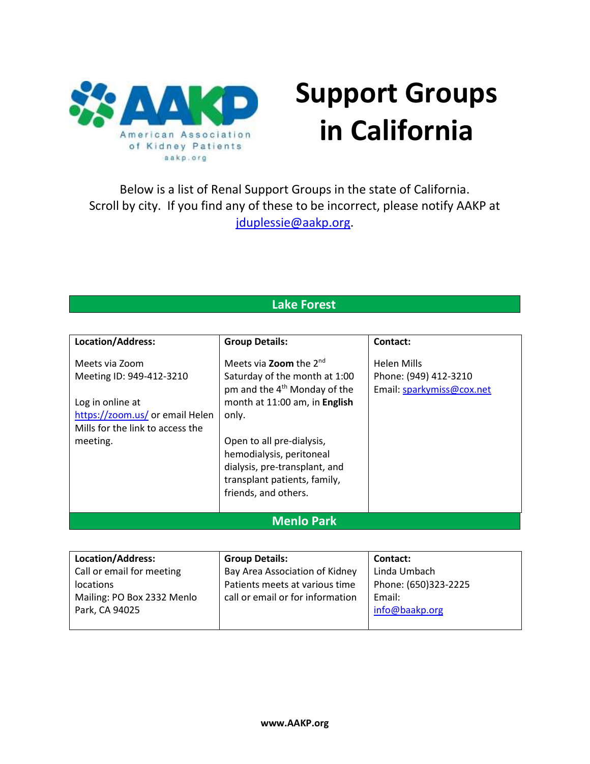# Support Groups in California

Below is a list of Renal Support Groups in the state of California. Scroll by city. If you find any of these to be incorrect, please notify AAKP at jduplessie@aakp.org.

## Lake Forest

| Location/Address: | Group Details: | Contact: |
|---|---|---|
| Meets via Zoom<br>Meeting ID: 949-412-3210<br><br>Log in online at https://zoom.us/ or email Helen Mills for the link to access the meeting. | Meets via **Zoom** the 2nd Saturday of the month at 1:00 pm and the 4th Monday of the month at 11:00 am, in **English** only.<br><br>Open to all pre-dialysis, hemodialysis, peritoneal dialysis, pre-transplant, and transplant patients, family, friends, and others. | Helen Mills<br>Phone: (949) 412-3210<br>Email: sparkymiss@cox.net |

## Menlo Park

| Location/Address: | Group Details: | Contact: |
|---|---|---|
| Call or email for meeting locations<br>Mailing: PO Box 2332 Menlo Park, CA 94025 | Bay Area Association of Kidney Patients meets at various time call or email or for information | Linda Umbach<br>Phone: (650)323-2225<br>Email:<br>info@baakp.org |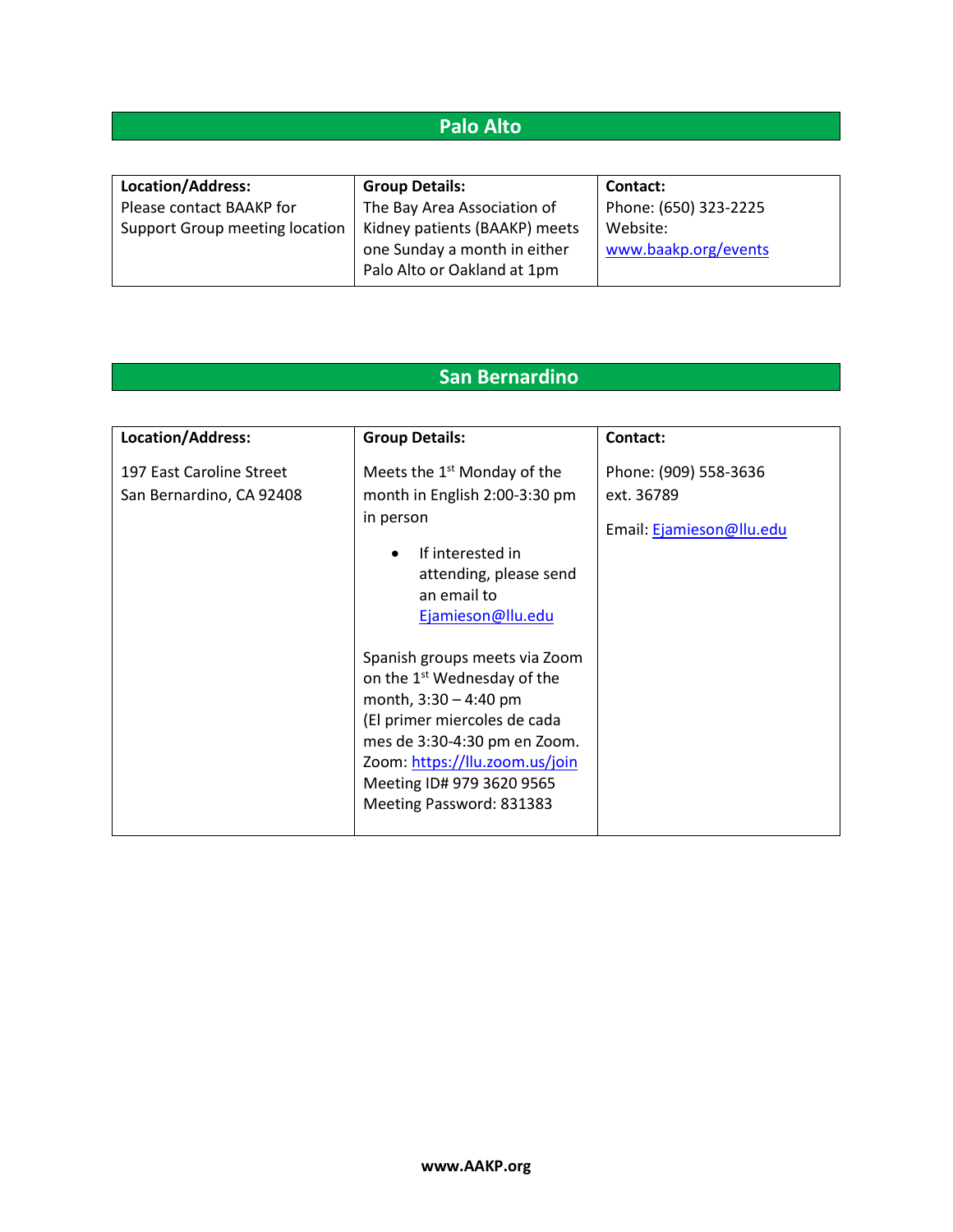## Palo Alto

| Location/Address: | Group Details: | Contact: |
|---|---|---|
| Please contact BAAKP for Support Group meeting location | The Bay Area Association of Kidney patients (BAAKP) meets one Sunday a month in either Palo Alto or Oakland at 1pm | Phone: (650) 323-2225<br>Website: www.baakp.org/events |

## San Bernardino

| Location/Address: | Group Details: | Contact: |
|---|---|---|
| 197 East Caroline Street<br>San Bernardino, CA 92408 | Meets the 1st Monday of the month in English 2:00-3:30 pm in person<br>• If interested in attending, please send an email to Ejamieson@llu.edu<br><br>Spanish groups meets via Zoom on the 1st Wednesday of the month, 3:30 – 4:40 pm<br>(El primer miercoles de cada mes de 3:30-4:30 pm en Zoom.<br>Zoom: https://llu.zoom.us/join<br>Meeting ID# 979 3620 9565<br>Meeting Password: 831383 | Phone: (909) 558-3636 ext. 36789<br><br>Email: Ejamieson@llu.edu |

www.AAKP.org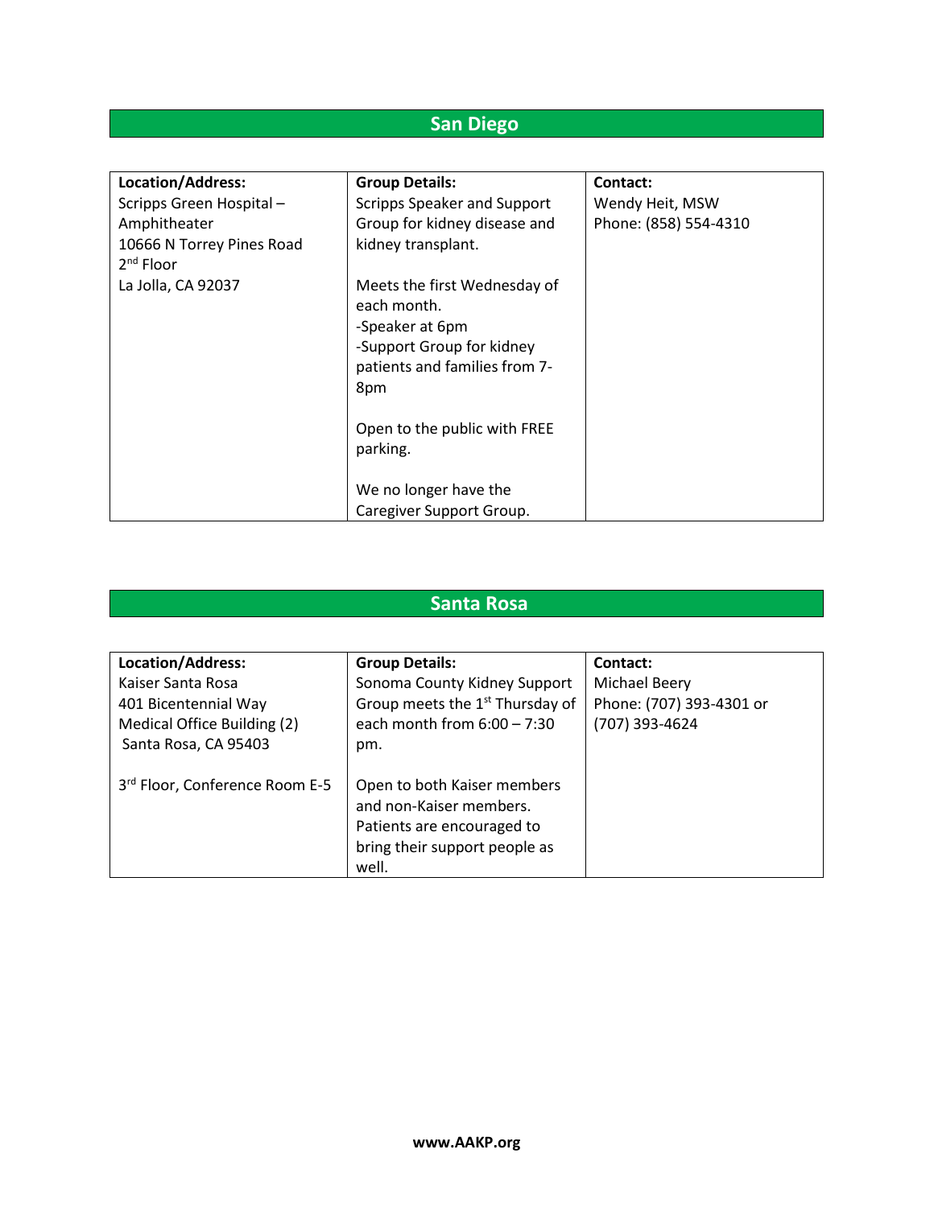## San Diego

| Location/Address: | Group Details: | Contact: |
|---|---|---|
| Scripps Green Hospital – Amphitheater<br>10666 N Torrey Pines Road<br>2nd Floor<br>La Jolla, CA 92037 | Scripps Speaker and Support Group for kidney disease and kidney transplant.<br><br>Meets the first Wednesday of each month.<br>-Speaker at 6pm<br>-Support Group for kidney patients and families from 7-8pm<br><br>Open to the public with FREE parking.<br><br>We no longer have the Caregiver Support Group. | Wendy Heit, MSW<br>Phone: (858) 554-4310 |

## Santa Rosa

| Location/Address: | Group Details: | Contact: |
|---|---|---|
| Kaiser Santa Rosa<br>401 Bicentennial Way<br>Medical Office Building (2)<br>Santa Rosa, CA 95403<br><br>3rd Floor, Conference Room E-5 | Sonoma County Kidney Support Group meets the 1st Thursday of each month from 6:00 – 7:30 pm.<br><br>Open to both Kaiser members and non-Kaiser members. Patients are encouraged to bring their support people as well. | Michael Beery<br>Phone: (707) 393-4301 or (707) 393-4624 |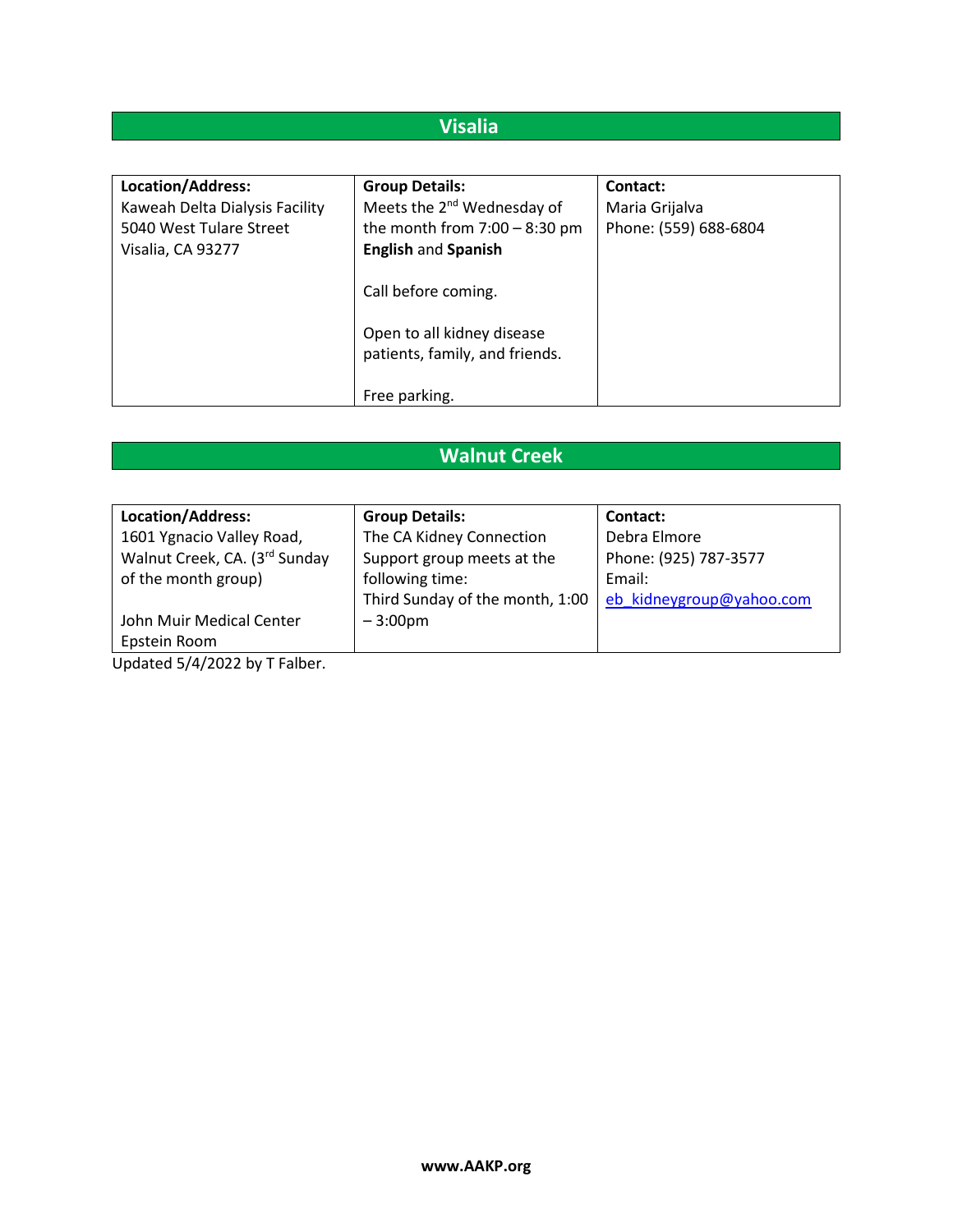## Visalia

| Location/Address: | Group Details: | Contact: |
|---|---|---|
| Kaweah Delta Dialysis Facility<br>5040 West Tulare Street<br>Visalia, CA 93277 | Meets the 2nd Wednesday of the month from 7:00 – 8:30 pm<br>**English** and **Spanish**<br><br>Call before coming.<br><br>Open to all kidney disease patients, family, and friends.<br><br>Free parking. | Maria Grijalva<br>Phone: (559) 688-6804 |

## Walnut Creek

| Location/Address: | Group Details: | Contact: |
|---|---|---|
| 1601 Ygnacio Valley Road, Walnut Creek, CA. (3rd Sunday of the month group)<br><br>John Muir Medical Center<br>Epstein Room | The CA Kidney Connection Support group meets at the following time:<br>Third Sunday of the month, 1:00 – 3:00pm | Debra Elmore<br>Phone: (925) 787-3577<br>Email:<br>eb_kidneygroup@yahoo.com |

Updated 5/4/2022 by T Falber.

**www.AAKP.org**